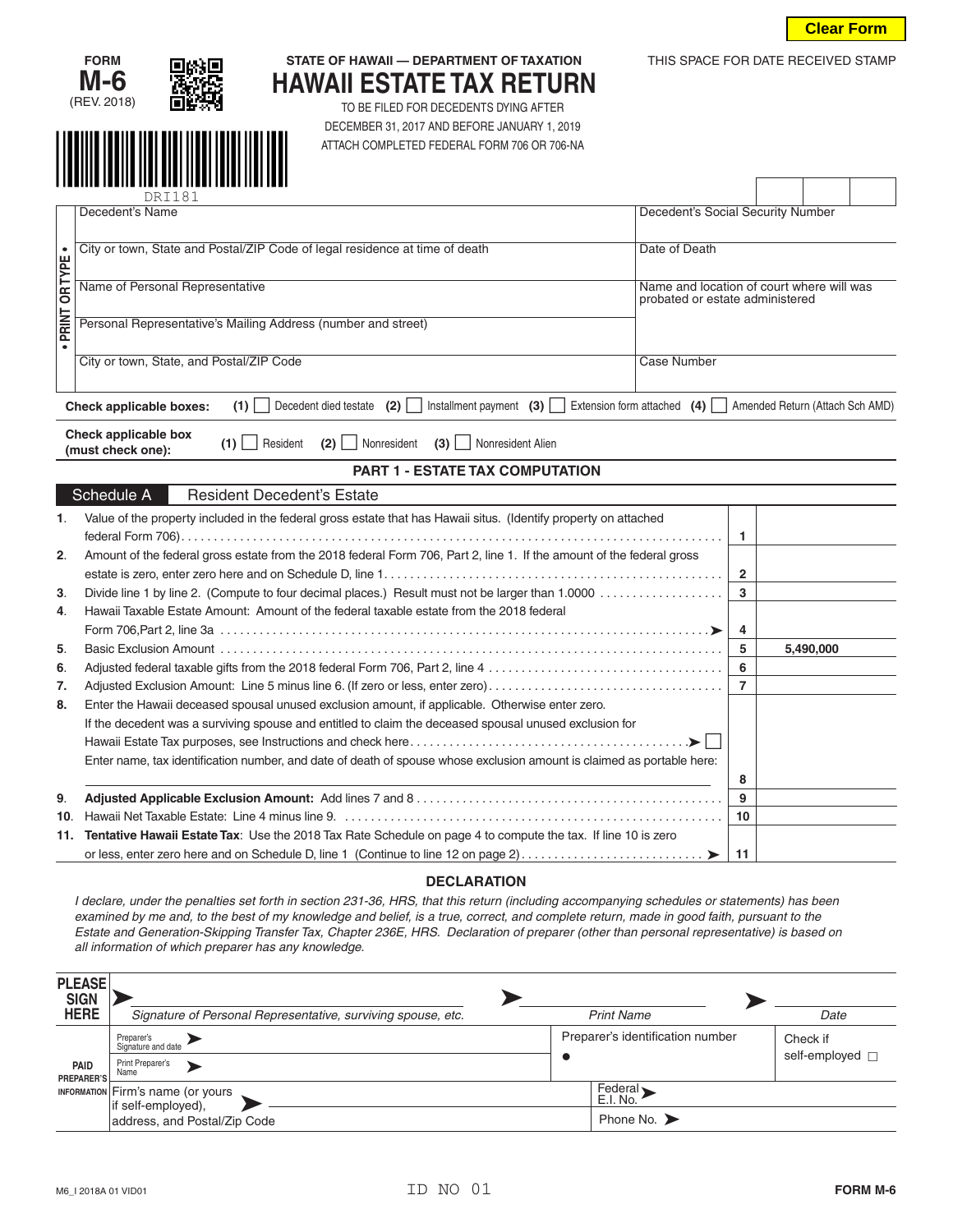Clear Form

FORM **M-6** (REV. 2018)

STATE OF HAWAII — DEPARTMENT OF TAXATION

# HAWAII ESTATE TAX RETURN

TO BE FILED FOR DECEDENTS DYING AFTER DECEMBER 31, 2017 AND BEFORE JANUARY 1, 2019

ATTACH COMPLETED FEDERAL FORM 706 OR 706-NA

THIS SPACE FOR DATE RECEIVED STAMP

DRI181

• PRINT OR TYPE •

| | |
|---|---|
| Decedent's Name | Decedent's Social Security Number |
| City or town, State and Postal/ZIP Code of legal residence at time of death | Date of Death |
| Name of Personal Representative | Name and location of court where will was probated or estate administered |
| Personal Representative's Mailing Address (number and street) | |
| City or town, State, and Postal/ZIP Code | Case Number |

**Check applicable boxes:** **(1)** ☐ Decedent died testate **(2)** ☐ Installment payment **(3)** ☐ Extension form attached **(4)** ☐ Amended Return (Attach Sch AMD)

**Check applicable box (must check one):** **(1)** ☐ Resident **(2)** ☐ Nonresident **(3)** ☐ Nonresident Alien

## PART 1 - ESTATE TAX COMPUTATION

### Schedule A — Resident Decedent's Estate

| | | Line | Amount |
|---|---|---|---|
| **1.** | Value of the property included in the federal gross estate that has Hawaii situs. (Identify property on attached federal Form 706) | 1 | |
| **2.** | Amount of the federal gross estate from the 2018 federal Form 706, Part 2, line 1. If the amount of the federal gross estate is zero, enter zero here and on Schedule D, line 1 | 2 | |
| **3.** | Divide line 1 by line 2. (Compute to four decimal places.) Result must not be larger than 1.0000 | 3 | |
| **4.** | Hawaii Taxable Estate Amount: Amount of the federal taxable estate from the 2018 federal Form 706, Part 2, line 3a ➤ | 4 | |
| **5.** | Basic Exclusion Amount | 5 | 5,490,000 |
| **6.** | Adjusted federal taxable gifts from the 2018 federal Form 706, Part 2, line 4 | 6 | |
| **7.** | Adjusted Exclusion Amount: Line 5 minus line 6. (If zero or less, enter zero) | 7 | |
| **8.** | Enter the Hawaii deceased spousal unused exclusion amount, if applicable. Otherwise enter zero. If the decedent was a surviving spouse and entitled to claim the deceased spousal unused exclusion for Hawaii Estate Tax purposes, see Instructions and check here ➤ ☐ Enter name, tax identification number, and date of death of spouse whose exclusion amount is claimed as portable here: | 8 | |
| **9.** | **Adjusted Applicable Exclusion Amount:** Add lines 7 and 8 | 9 | |
| **10.** | Hawaii Net Taxable Estate: Line 4 minus line 9. | 10 | |
| **11.** | **Tentative Hawaii Estate Tax**: Use the 2018 Tax Rate Schedule on page 4 to compute the tax. If line 10 is zero or less, enter zero here and on Schedule D, line 1 (Continue to line 12 on page 2) ➤ | 11 | |

## DECLARATION

*I declare, under the penalties set forth in section 231-36, HRS, that this return (including accompanying schedules or statements) has been examined by me and, to the best of my knowledge and belief, is a true, correct, and complete return, made in good faith, pursuant to the Estate and Generation-Skipping Transfer Tax, Chapter 236E, HRS. Declaration of preparer (other than personal representative) is based on all information of which preparer has any knowledge.*

| | | | |
|---|---|---|---|
| **PLEASE SIGN HERE** | ➤ *Signature of Personal Representative, surviving spouse, etc.* | ➤ *Print Name* | ➤ *Date* |
| **PAID PREPARER'S INFORMATION** | Preparer's Signature and date ➤ | Preparer's identification number ● | Check if self-employed ☐ |
| | Print Preparer's Name ➤ | | |
| | Firm's name (or yours if self-employed), address, and Postal/Zip Code ➤ | Federal E.I. No. ➤ | |
| | | Phone No. ➤ | |

M6_I 2018A 01 VID01 ID NO 01 FORM M-6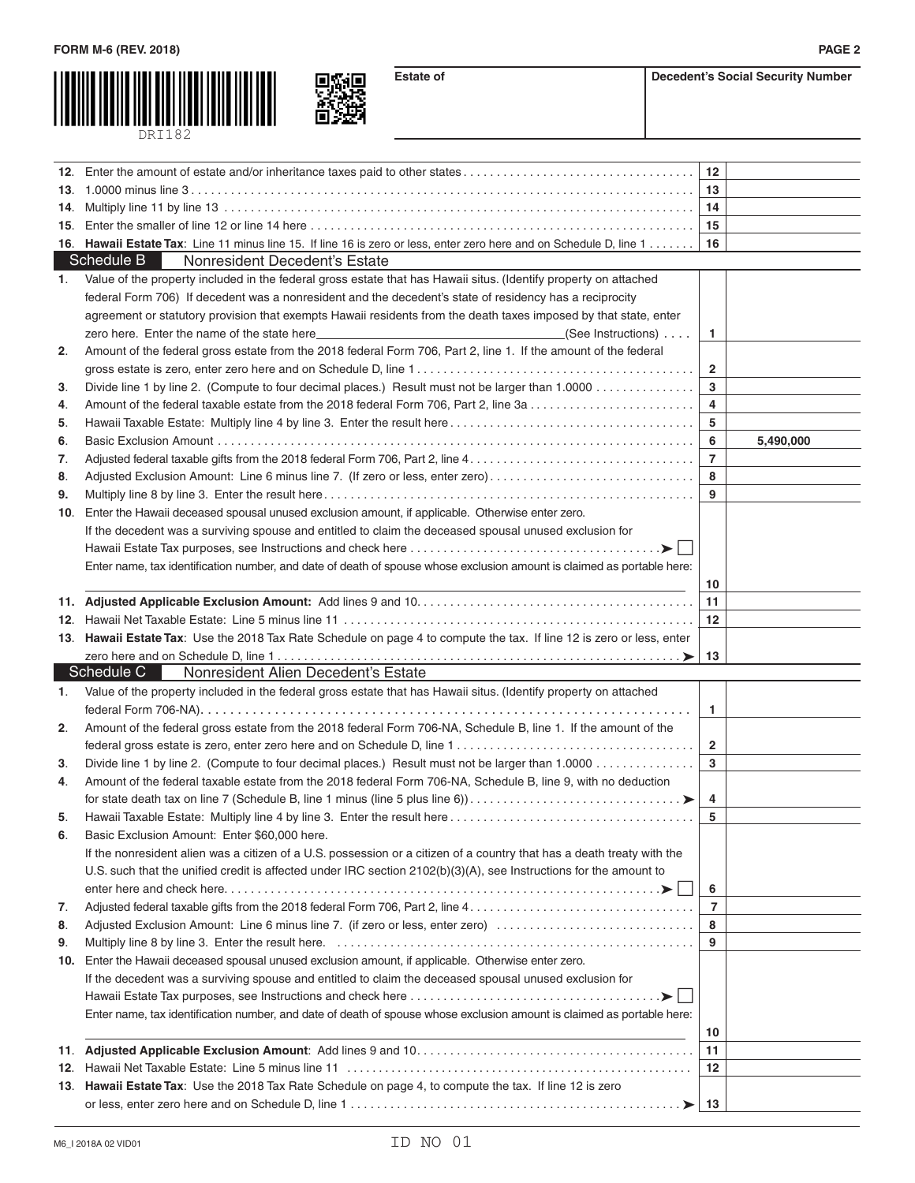FORM M-6 (REV. 2018)

DRI182

| Estate of | Decedent's Social Security Number |
|---|---|
| | |

| Line | Description | No. | Amount |
|---|---|---|---|
| 12. | Enter the amount of estate and/or inheritance taxes paid to other states | 12 | |
| 13. | 1.0000 minus line 3 | 13 | |
| 14. | Multiply line 11 by line 13 | 14 | |
| 15. | Enter the smaller of line 12 or line 14 here | 15 | |
| 16. | **Hawaii Estate Tax**: Line 11 minus line 15. If line 16 is zero or less, enter zero here and on Schedule D, line 1 | 16 | |

## Schedule B Nonresident Decedent's Estate

| Line | Description | No. | Amount |
|---|---|---|---|
| 1. | Value of the property included in the federal gross estate that has Hawaii situs. (Identify property on attached federal Form 706) If decedent was a nonresident and the decedent's state of residency has a reciprocity agreement or statutory provision that exempts Hawaii residents from the death taxes imposed by that state, enter zero here. Enter the name of the state here\_\_\_\_\_\_\_\_\_\_\_\_\_\_\_\_(See Instructions) | 1 | |
| 2. | Amount of the federal gross estate from the 2018 federal Form 706, Part 2, line 1. If the amount of the federal gross estate is zero, enter zero here and on Schedule D, line 1 | 2 | |
| 3. | Divide line 1 by line 2. (Compute to four decimal places.) Result must not be larger than 1.0000 | 3 | |
| 4. | Amount of the federal taxable estate from the 2018 federal Form 706, Part 2, line 3a | 4 | |
| 5. | Hawaii Taxable Estate: Multiply line 4 by line 3. Enter the result here | 5 | |
| 6. | Basic Exclusion Amount | 6 | 5,490,000 |
| 7. | Adjusted federal taxable gifts from the 2018 federal Form 706, Part 2, line 4 | 7 | |
| 8. | Adjusted Exclusion Amount: Line 6 minus line 7. (If zero or less, enter zero) | 8 | |
| 9. | Multiply line 8 by line 3. Enter the result here | 9 | |
| 10. | Enter the Hawaii deceased spousal unused exclusion amount, if applicable. Otherwise enter zero. If the decedent was a surviving spouse and entitled to claim the deceased spousal unused exclusion for Hawaii Estate Tax purposes, see Instructions and check here ➤ ☐ Enter name, tax identification number, and date of death of spouse whose exclusion amount is claimed as portable here: | 10 | |
| 11. | **Adjusted Applicable Exclusion Amount:** Add lines 9 and 10 | 11 | |
| 12. | Hawaii Net Taxable Estate: Line 5 minus line 11 | 12 | |
| 13. | **Hawaii Estate Tax**: Use the 2018 Tax Rate Schedule on page 4 to compute the tax. If line 12 is zero or less, enter zero here and on Schedule D, line 1 ➤ | 13 | |

## Schedule C Nonresident Alien Decedent's Estate

| Line | Description | No. | Amount |
|---|---|---|---|
| 1. | Value of the property included in the federal gross estate that has Hawaii situs. (Identify property on attached federal Form 706-NA) | 1 | |
| 2. | Amount of the federal gross estate from the 2018 federal Form 706-NA, Schedule B, line 1. If the amount of the federal gross estate is zero, enter zero here and on Schedule D, line 1 | 2 | |
| 3. | Divide line 1 by line 2. (Compute to four decimal places.) Result must not be larger than 1.0000 | 3 | |
| 4. | Amount of the federal taxable estate from the 2018 federal Form 706-NA, Schedule B, line 9, with no deduction for state death tax on line 7 (Schedule B, line 1 minus (line 5 plus line 6)) ➤ | 4 | |
| 5. | Hawaii Taxable Estate: Multiply line 4 by line 3. Enter the result here | 5 | |
| 6. | Basic Exclusion Amount: Enter $60,000 here. If the nonresident alien was a citizen of a U.S. possession or a citizen of a country that has a death treaty with the U.S. such that the unified credit is affected under IRC section 2102(b)(3)(A), see Instructions for the amount to enter here and check here ➤ ☐ | 6 | |
| 7. | Adjusted federal taxable gifts from the 2018 federal Form 706, Part 2, line 4 | 7 | |
| 8. | Adjusted Exclusion Amount: Line 6 minus line 7. (if zero or less, enter zero) | 8 | |
| 9. | Multiply line 8 by line 3. Enter the result here. | 9 | |
| 10. | Enter the Hawaii deceased spousal unused exclusion amount, if applicable. Otherwise enter zero. If the decedent was a surviving spouse and entitled to claim the deceased spousal unused exclusion for Hawaii Estate Tax purposes, see Instructions and check here ➤ ☐ Enter name, tax identification number, and date of death of spouse whose exclusion amount is claimed as portable here: | 10 | |
| 11. | **Adjusted Applicable Exclusion Amount**: Add lines 9 and 10 | 11 | |
| 12. | Hawaii Net Taxable Estate: Line 5 minus line 11 | 12 | |
| 13. | **Hawaii Estate Tax**: Use the 2018 Tax Rate Schedule on page 4, to compute the tax. If line 12 is zero or less, enter zero here and on Schedule D, line 1 ➤ | 13 | |

M6_I 2018A 02 VID01 ID NO 01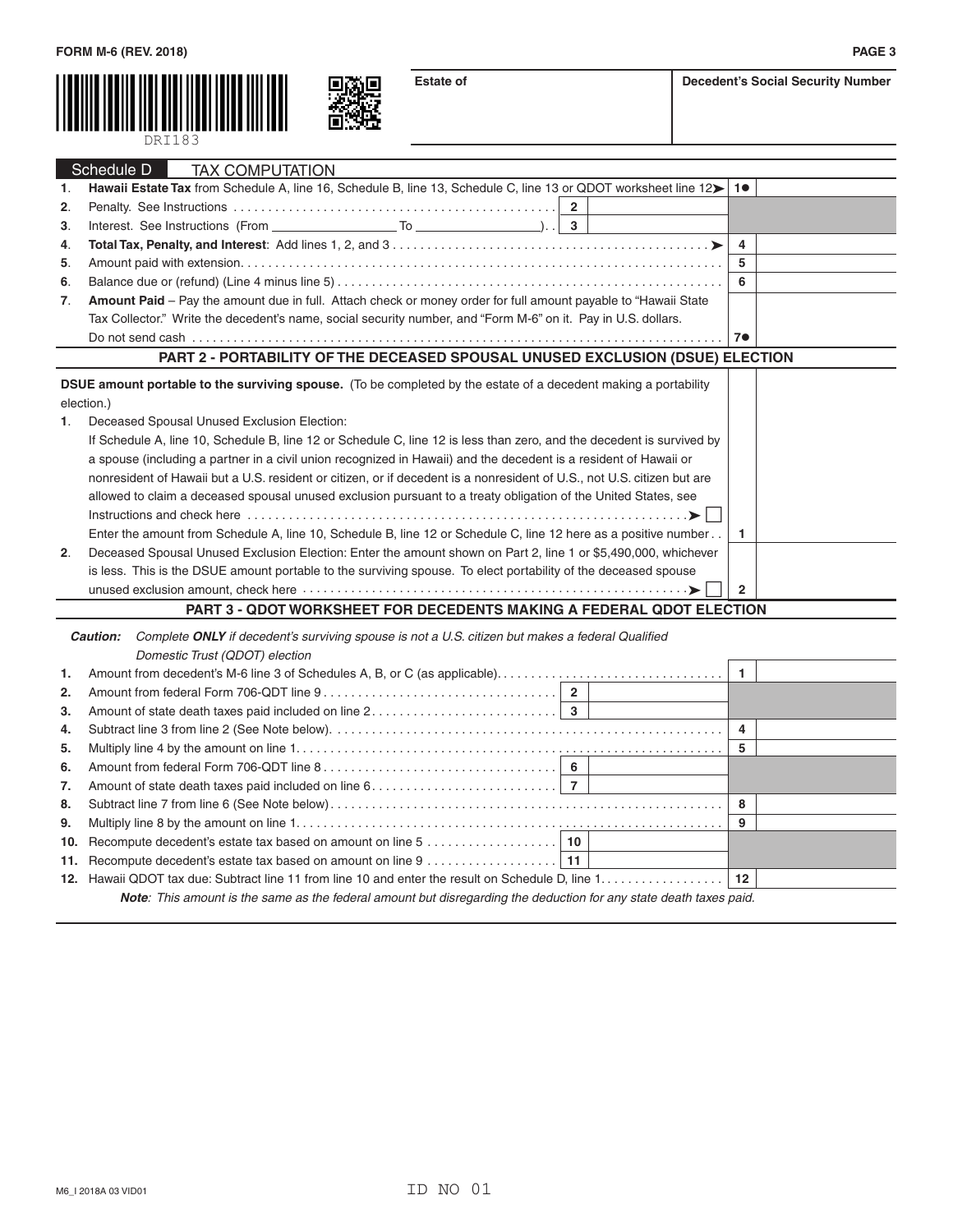FORM M-6 (REV. 2018)

DRI183

| Estate of | Decedent's Social Security Number |
|---|---|
| | |

## Schedule D TAX COMPUTATION

| | | | | | |
|---|---|---|---|---|---|
| 1. | **Hawaii Estate Tax** from Schedule A, line 16, Schedule B, line 13, Schedule C, line 13 or QDOT worksheet line 12 ➤ | | | 1● | |
| 2. | Penalty. See Instructions | 2 | | | |
| 3. | Interest. See Instructions (From ________ To ________) | 3 | | | |
| 4. | **Total Tax, Penalty, and Interest**: Add lines 1, 2, and 3 ➤ | | | 4 | |
| 5. | Amount paid with extension | | | 5 | |
| 6. | Balance due or (refund) (Line 4 minus line 5) | | | 6 | |
| 7. | **Amount Paid** – Pay the amount due in full. Attach check or money order for full amount payable to "Hawaii State Tax Collector." Write the decedent's name, social security number, and "Form M-6" on it. Pay in U.S. dollars. Do not send cash | | | 7● | |

## PART 2 - PORTABILITY OF THE DECEASED SPOUSAL UNUSED EXCLUSION (DSUE) ELECTION

**DSUE amount portable to the surviving spouse.** (To be completed by the estate of a decedent making a portability election.)

1. Deceased Spousal Unused Exclusion Election:
   If Schedule A, line 10, Schedule B, line 12 or Schedule C, line 12 is less than zero, and the decedent is survived by a spouse (including a partner in a civil union recognized in Hawaii) and the decedent is a resident of Hawaii or nonresident of Hawaii but a U.S. resident or citizen, or if decedent is a nonresident of U.S., not U.S. citizen but are allowed to claim a deceased spousal unused exclusion pursuant to a treaty obligation of the United States, see Instructions and check here ➤ ☐
   Enter the amount from Schedule A, line 10, Schedule B, line 12 or Schedule C, line 12 here as a positive number . . **1** ______
2. Deceased Spousal Unused Exclusion Election: Enter the amount shown on Part 2, line 1 or $5,490,000, whichever is less. This is the DSUE amount portable to the surviving spouse. To elect portability of the deceased spouse unused exclusion amount, check here ➤ ☐ **2** ______

## PART 3 - QDOT WORKSHEET FOR DECEDENTS MAKING A FEDERAL QDOT ELECTION

***Caution:*** *Complete **ONLY** if decedent's surviving spouse is not a U.S. citizen but makes a federal Qualified Domestic Trust (QDOT) election*

| | | | | | |
|---|---|---|---|---|---|
| 1. | Amount from decedent's M-6 line 3 of Schedules A, B, or C (as applicable) | | | 1 | |
| 2. | Amount from federal Form 706-QDT line 9 | 2 | | | |
| 3. | Amount of state death taxes paid included on line 2 | 3 | | | |
| 4. | Subtract line 3 from line 2 (See Note below) | | | 4 | |
| 5. | Multiply line 4 by the amount on line 1 | | | 5 | |
| 6. | Amount from federal Form 706-QDT line 8 | 6 | | | |
| 7. | Amount of state death taxes paid included on line 6 | 7 | | | |
| 8. | Subtract line 7 from line 6 (See Note below) | | | 8 | |
| 9. | Multiply line 8 by the amount on line 1 | | | 9 | |
| 10. | Recompute decedent's estate tax based on amount on line 5 | 10 | | | |
| 11. | Recompute decedent's estate tax based on amount on line 9 | 11 | | | |
| 12. | Hawaii QDOT tax due: Subtract line 11 from line 10 and enter the result on Schedule D, line 1 | | | 12 | |

***Note**: This amount is the same as the federal amount but disregarding the deduction for any state death taxes paid.*

M6_I 2018A 03 VID01

ID NO 01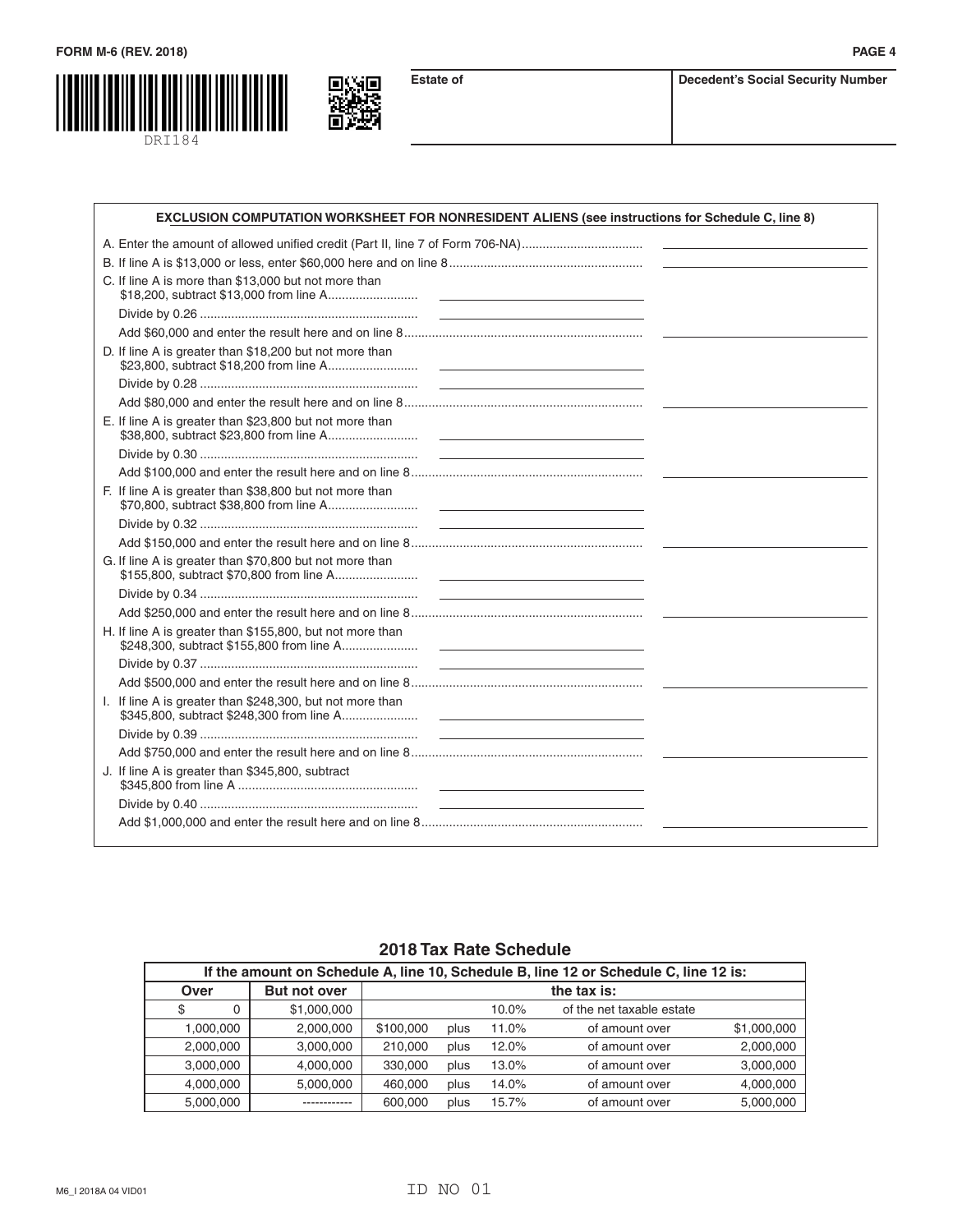DRI184

| Estate of | Decedent's Social Security Number |
|---|---|
| | |

**EXCLUSION COMPUTATION WORKSHEET FOR NONRESIDENT ALIENS (see instructions for Schedule C, line 8)**

A. Enter the amount of allowed unified credit (Part II, line 7 of Form 706-NA) ____________

B. If line A is $13,000 or less, enter $60,000 here and on line 8 ____________

C. If line A is more than $13,000 but not more than $18,200, subtract $13,000 from line A ____________
Divide by 0.26 ____________
Add $60,000 and enter the result here and on line 8 ____________

D. If line A is greater than $18,200 but not more than $23,800, subtract $18,200 from line A ____________
Divide by 0.28 ____________
Add $80,000 and enter the result here and on line 8 ____________

E. If line A is greater than $23,800 but not more than $38,800, subtract $23,800 from line A ____________
Divide by 0.30 ____________
Add $100,000 and enter the result here and on line 8 ____________

F. If line A is greater than $38,800 but not more than $70,800, subtract $38,800 from line A ____________
Divide by 0.32 ____________
Add $150,000 and enter the result here and on line 8 ____________

G. If line A is greater than $70,800 but not more than $155,800, subtract $70,800 from line A ____________
Divide by 0.34 ____________
Add $250,000 and enter the result here and on line 8 ____________

H. If line A is greater than $155,800, but not more than $248,300, subtract $155,800 from line A ____________
Divide by 0.37 ____________
Add $500,000 and enter the result here and on line 8 ____________

I. If line A is greater than $248,300, but not more than $345,800, subtract $248,300 from line A ____________
Divide by 0.39 ____________
Add $750,000 and enter the result here and on line 8 ____________

J. If line A is greater than $345,800, subtract $345,800 from line A ____________
Divide by 0.40 ____________
Add $1,000,000 and enter the result here and on line 8 ____________

## 2018 Tax Rate Schedule

| If the amount on Schedule A, line 10, Schedule B, line 12 or Schedule C, line 12 is: | | | | | | |
|---|---|---|---|---|---|---|
| **Over** | **But not over** | **the tax is:** | | | | |
| $ 0 | $1,000,000 | | | 10.0% | of the net taxable estate | |
| 1,000,000 | 2,000,000 | $100,000 | plus | 11.0% | of amount over | $1,000,000 |
| 2,000,000 | 3,000,000 | 210,000 | plus | 12.0% | of amount over | 2,000,000 |
| 3,000,000 | 4,000,000 | 330,000 | plus | 13.0% | of amount over | 3,000,000 |
| 4,000,000 | 5,000,000 | 460,000 | plus | 14.0% | of amount over | 4,000,000 |
| 5,000,000 | ------------ | 600,000 | plus | 15.7% | of amount over | 5,000,000 |

M6_I 2018A 04 VID01

ID NO 01